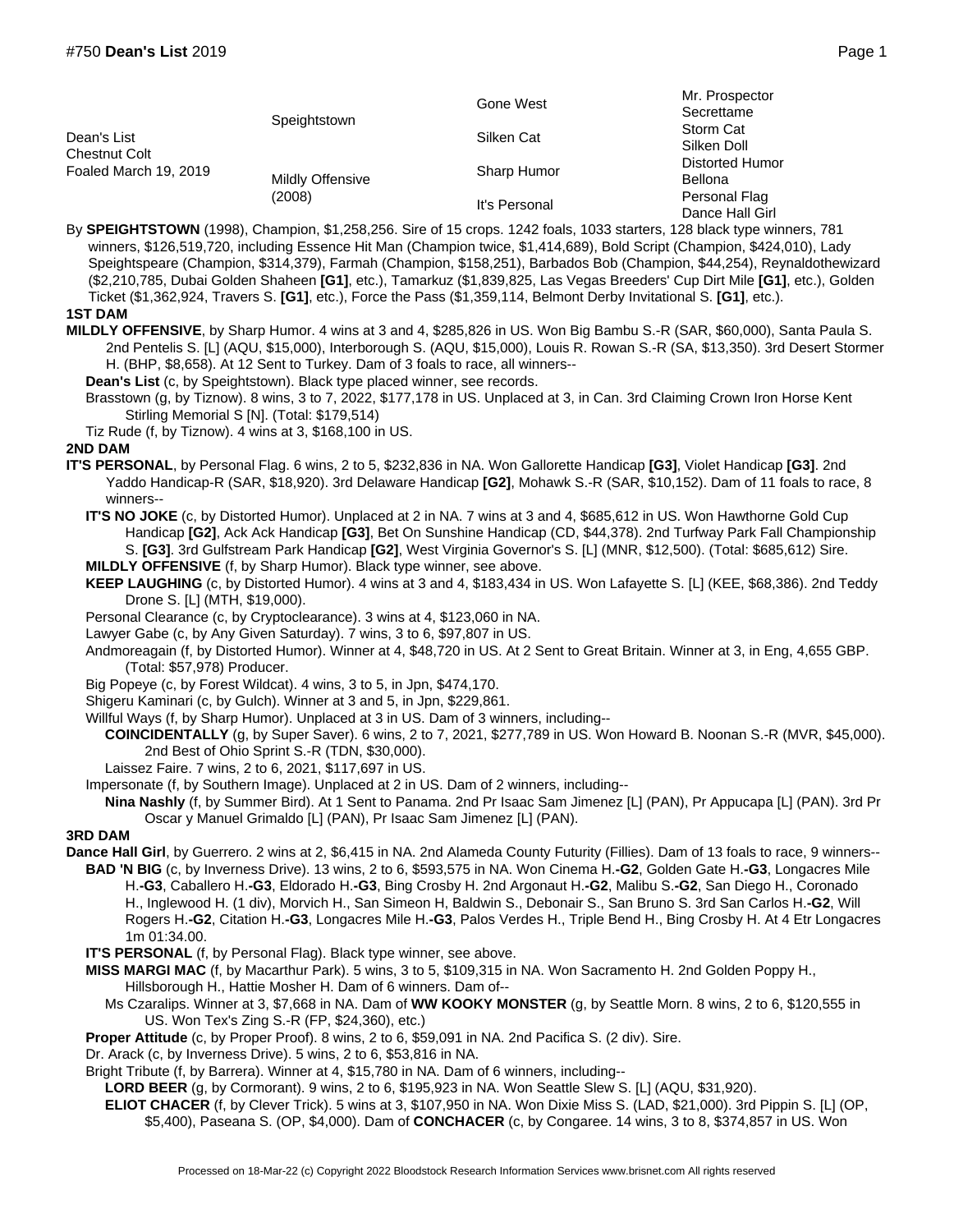# #750 **Dean's List** 2019

| | | | |
|---|---|---|---|
| Dean's List<br>Chestnut Colt<br>Foaled March 19, 2019 | Speightstown | Gone West | Mr. Prospector<br>Secrettame |
| | | Silken Cat | Storm Cat<br>Silken Doll |
| | Mildly Offensive (2008) | Sharp Humor | Distorted Humor<br>Bellona |
| | | It's Personal | Personal Flag<br>Dance Hall Girl |

By **SPEIGHTSTOWN** (1998), Champion, $1,258,256. Sire of 15 crops. 1242 foals, 1033 starters, 128 black type winners, 781 winners, $126,519,720, including Essence Hit Man (Champion twice, $1,414,689), Bold Script (Champion, $424,010), Lady Speightspeare (Champion, $314,379), Farmah (Champion, $158,251), Barbados Bob (Champion, $44,254), Reynaldothewizard ($2,210,785, Dubai Golden Shaheen **[G1]**, etc.), Tamarkuz ($1,839,825, Las Vegas Breeders' Cup Dirt Mile **[G1]**, etc.), Golden Ticket ($1,362,924, Travers S. **[G1]**, etc.), Force the Pass ($1,359,114, Belmont Derby Invitational S. **[G1]**, etc.).

**1ST DAM**

**MILDLY OFFENSIVE**, by Sharp Humor. 4 wins at 3 and 4, $285,826 in US. Won Big Bambu S.-R (SAR, $60,000), Santa Paula S. 2nd Pentelis S. [L] (AQU, $15,000), Interborough S. (AQU, $15,000), Louis R. Rowan S.-R (SA, $13,350). 3rd Desert Stormer H. (BHP, $8,658). At 12 Sent to Turkey. Dam of 3 foals to race, all winners--

- **Dean's List** (c, by Speightstown). Black type placed winner, see records.
- Brasstown (g, by Tiznow). 8 wins, 3 to 7, 2022, $177,178 in US. Unplaced at 3, in Can. 3rd Claiming Crown Iron Horse Kent Stirling Memorial S [N]. (Total: $179,514)
- Tiz Rude (f, by Tiznow). 4 wins at 3, $168,100 in US.

**2ND DAM**

**IT'S PERSONAL**, by Personal Flag. 6 wins, 2 to 5, $232,836 in NA. Won Gallorette Handicap **[G3]**, Violet Handicap **[G3]**. 2nd Yaddo Handicap-R (SAR, $18,920). 3rd Delaware Handicap **[G2]**, Mohawk S.-R (SAR, $10,152). Dam of 11 foals to race, 8 winners--

- **IT'S NO JOKE** (c, by Distorted Humor). Unplaced at 2 in NA. 7 wins at 3 and 4, $685,612 in US. Won Hawthorne Gold Cup Handicap **[G2]**, Ack Ack Handicap **[G3]**, Bet On Sunshine Handicap (CD, $44,378). 2nd Turfway Park Fall Championship S. **[G3]**. 3rd Gulfstream Park Handicap **[G2]**, West Virginia Governor's S. [L] (MNR, $12,500). (Total: $685,612) Sire.
- **MILDLY OFFENSIVE** (f, by Sharp Humor). Black type winner, see above.
- **KEEP LAUGHING** (c, by Distorted Humor). 4 wins at 3 and 4, $183,434 in US. Won Lafayette S. [L] (KEE, $68,386). 2nd Teddy Drone S. [L] (MTH, $19,000).
- Personal Clearance (c, by Cryptoclearance). 3 wins at 4, $123,060 in NA.
- Lawyer Gabe (c, by Any Given Saturday). 7 wins, 3 to 6, $97,807 in US.
- Andmoreagain (f, by Distorted Humor). Winner at 4, $48,720 in US. At 2 Sent to Great Britain. Winner at 3, in Eng, 4,655 GBP. (Total: $57,978) Producer.
- Big Popeye (c, by Forest Wildcat). 4 wins, 3 to 5, in Jpn, $474,170.
- Shigeru Kaminari (c, by Gulch). Winner at 3 and 5, in Jpn, $229,861.
- Willful Ways (f, by Sharp Humor). Unplaced at 3 in US. Dam of 3 winners, including--
  - **COINCIDENTALLY** (g, by Super Saver). 6 wins, 2 to 7, 2021, $277,789 in US. Won Howard B. Noonan S.-R (MVR, $45,000). 2nd Best of Ohio Sprint S.-R (TDN, $30,000).
  - Laissez Faire. 7 wins, 2 to 6, 2021, $117,697 in US.
- Impersonate (f, by Southern Image). Unplaced at 2 in US. Dam of 2 winners, including--
  - **Nina Nashly** (f, by Summer Bird). At 1 Sent to Panama. 2nd Pr Isaac Sam Jimenez [L] (PAN), Pr Appucapa [L] (PAN). 3rd Pr Oscar y Manuel Grimaldo [L] (PAN), Pr Isaac Sam Jimenez [L] (PAN).

**3RD DAM**

**Dance Hall Girl**, by Guerrero. 2 wins at 2, $6,415 in NA. 2nd Alameda County Futurity (Fillies). Dam of 13 foals to race, 9 winners--

- **BAD 'N BIG** (c, by Inverness Drive). 13 wins, 2 to 6, $593,575 in NA. Won Cinema H.**-G2**, Golden Gate H.**-G3**, Longacres Mile H.**-G3**, Caballero H.**-G3**, Eldorado H.**-G3**, Bing Crosby H. 2nd Argonaut H.**-G2**, Malibu S.**-G2**, San Diego H., Coronado H., Inglewood H. (1 div), Morvich H., San Simeon H, Baldwin S., Debonair S., San Bruno S. 3rd San Carlos H.**-G2**, Will Rogers H.**-G2**, Citation H.**-G3**, Longacres Mile H.**-G3**, Palos Verdes H., Triple Bend H., Bing Crosby H. At 4 Etr Longacres 1m 01:34.00.
- **IT'S PERSONAL** (f, by Personal Flag). Black type winner, see above.
- **MISS MARGI MAC** (f, by Macarthur Park). 5 wins, 3 to 5, $109,315 in NA. Won Sacramento H. 2nd Golden Poppy H., Hillsborough H., Hattie Mosher H. Dam of 6 winners. Dam of--
  - Ms Czaralips. Winner at 3, $7,668 in NA. Dam of **WW KOOKY MONSTER** (g, by Seattle Morn. 8 wins, 2 to 6, $120,555 in US. Won Tex's Zing S.-R (FP, $24,360), etc.)
- **Proper Attitude** (c, by Proper Proof). 8 wins, 2 to 6, $59,091 in NA. 2nd Pacifica S. (2 div). Sire.
- Dr. Arack (c, by Inverness Drive). 5 wins, 2 to 6, $53,816 in NA.
- Bright Tribute (f, by Barrera). Winner at 4, $15,780 in NA. Dam of 6 winners, including--
  - **LORD BEER** (g, by Cormorant). 9 wins, 2 to 6, $195,923 in NA. Won Seattle Slew S. [L] (AQU, $31,920).
  - **ELIOT CHACER** (f, by Clever Trick). 5 wins at 3, $107,950 in NA. Won Dixie Miss S. (LAD, $21,000). 3rd Pippin S. [L] (OP, $5,400), Paseana S. (OP, $4,000). Dam of **CONCHACER** (c, by Congaree. 14 wins, 3 to 8, $374,857 in US. Won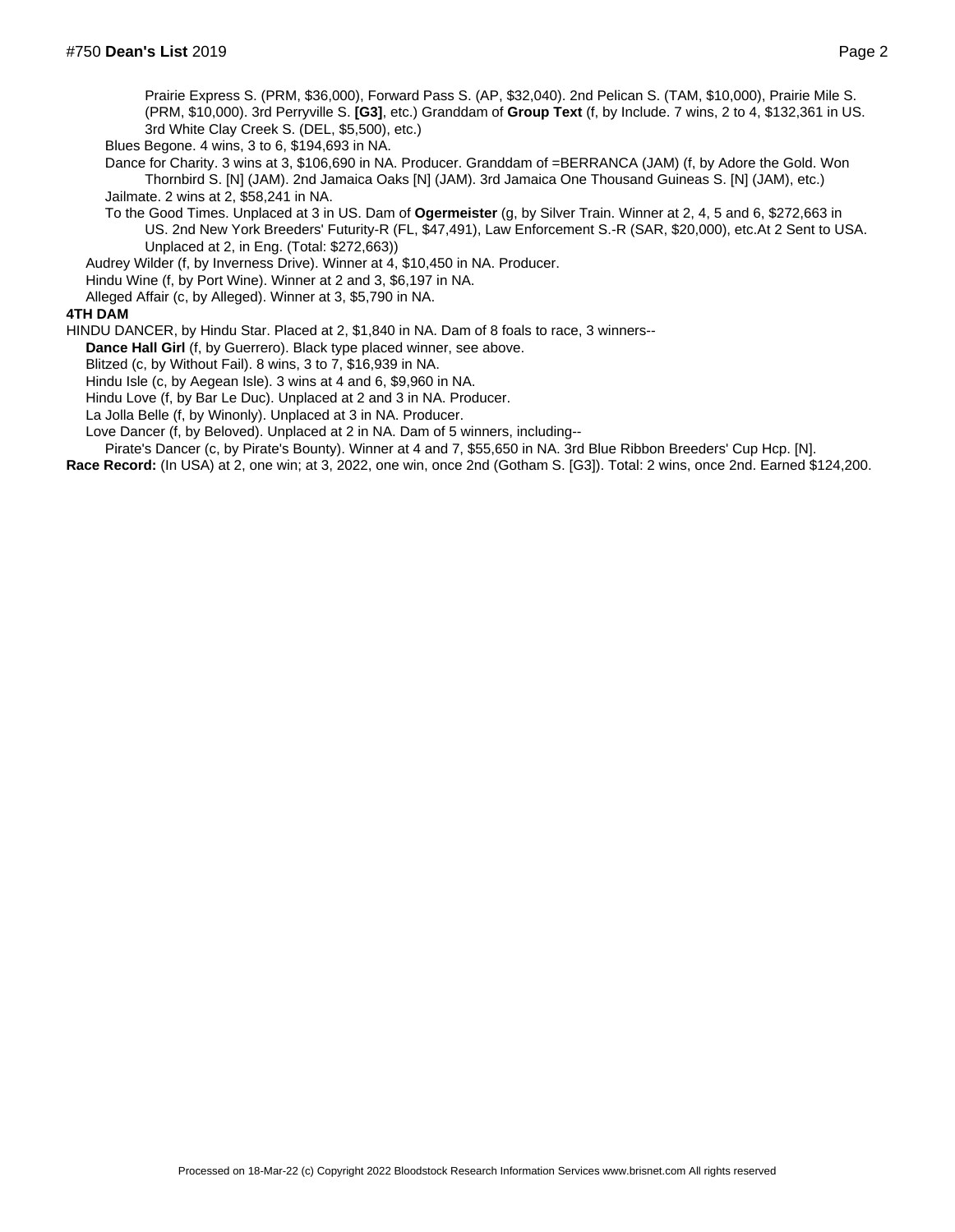Prairie Express S. (PRM, $36,000), Forward Pass S. (AP, $32,040). 2nd Pelican S. (TAM, $10,000), Prairie Mile S. (PRM, $10,000). 3rd Perryville S. **[G3]**, etc.) Granddam of **Group Text** (f, by Include. 7 wins, 2 to 4, $132,361 in US. 3rd White Clay Creek S. (DEL, $5,500), etc.)

Blues Begone. 4 wins, 3 to 6, $194,693 in NA.

Dance for Charity. 3 wins at 3, $106,690 in NA. Producer. Granddam of =BERRANCA (JAM) (f, by Adore the Gold. Won Thornbird S. [N] (JAM). 2nd Jamaica Oaks [N] (JAM). 3rd Jamaica One Thousand Guineas S. [N] (JAM), etc.)

Jailmate. 2 wins at 2, $58,241 in NA.

To the Good Times. Unplaced at 3 in US. Dam of **Ogermeister** (g, by Silver Train. Winner at 2, 4, 5 and 6, $272,663 in US. 2nd New York Breeders' Futurity-R (FL, $47,491), Law Enforcement S.-R (SAR, $20,000), etc.At 2 Sent to USA. Unplaced at 2, in Eng. (Total: $272,663))

Audrey Wilder (f, by Inverness Drive). Winner at 4, $10,450 in NA. Producer.

Hindu Wine (f, by Port Wine). Winner at 2 and 3, $6,197 in NA.

Alleged Affair (c, by Alleged). Winner at 3, $5,790 in NA.

**4TH DAM**

HINDU DANCER, by Hindu Star. Placed at 2, $1,840 in NA. Dam of 8 foals to race, 3 winners--

**Dance Hall Girl** (f, by Guerrero). Black type placed winner, see above.

Blitzed (c, by Without Fail). 8 wins, 3 to 7, $16,939 in NA.

Hindu Isle (c, by Aegean Isle). 3 wins at 4 and 6, $9,960 in NA.

Hindu Love (f, by Bar Le Duc). Unplaced at 2 and 3 in NA. Producer.

La Jolla Belle (f, by Winonly). Unplaced at 3 in NA. Producer.

Love Dancer (f, by Beloved). Unplaced at 2 in NA. Dam of 5 winners, including--

Pirate's Dancer (c, by Pirate's Bounty). Winner at 4 and 7, $55,650 in NA. 3rd Blue Ribbon Breeders' Cup Hcp. [N].

**Race Record:** (In USA) at 2, one win; at 3, 2022, one win, once 2nd (Gotham S. [G3]). Total: 2 wins, once 2nd. Earned $124,200.